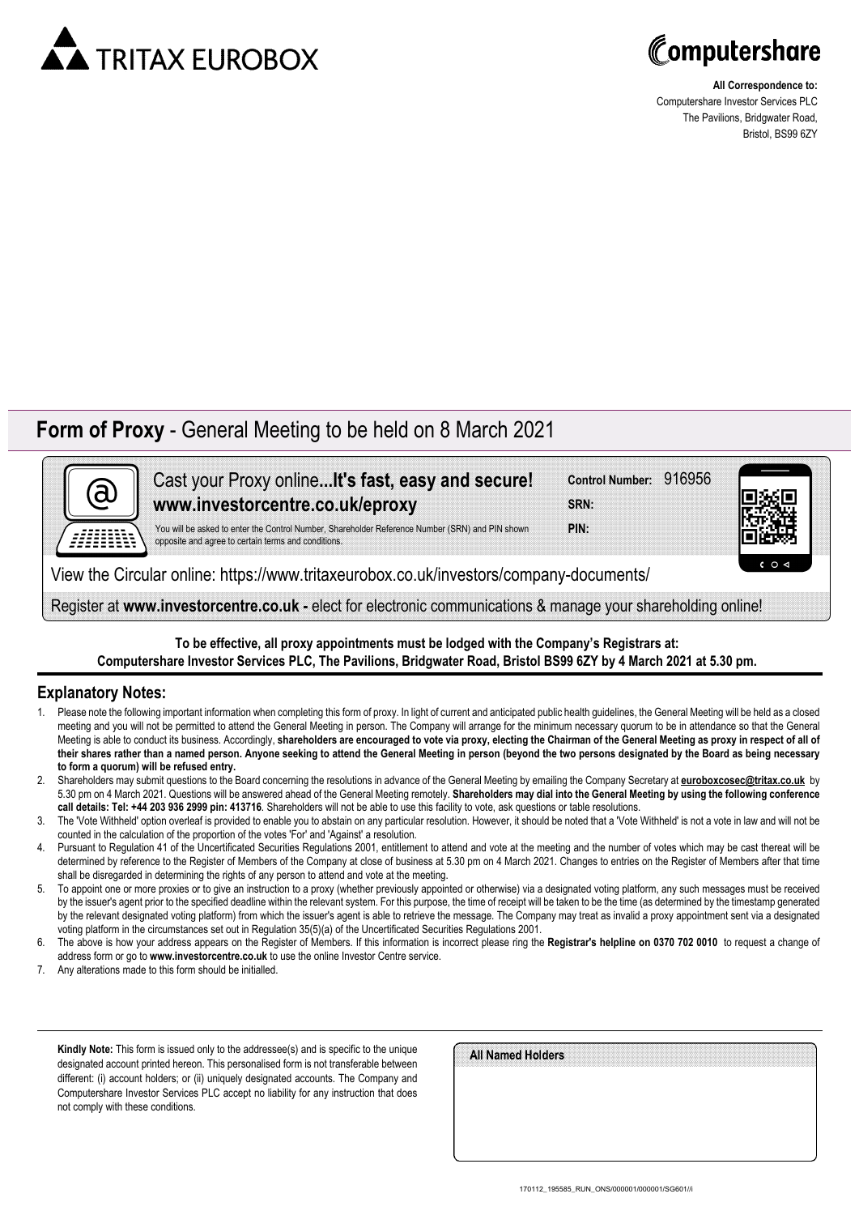TRITAX EUROBOX

Computershare

**All Correspondence to:**
Computershare Investor Services PLC
The Pavilions, Bridgwater Road,
Bristol, BS99 6ZY

# **Form of Proxy** - General Meeting to be held on 8 March 2021

Cast your Proxy online**...It's fast, easy and secure!**
**www.investorcentre.co.uk/eproxy**

You will be asked to enter the Control Number, Shareholder Reference Number (SRN) and PIN shown opposite and agree to certain terms and conditions.

**Control Number:** 916956
**SRN:**
**PIN:**

View the Circular online: https://www.tritaxeurobox.co.uk/investors/company-documents/

Register at **www.investorcentre.co.uk -** elect for electronic communications & manage your shareholding online!

**To be effective, all proxy appointments must be lodged with the Company's Registrars at: Computershare Investor Services PLC, The Pavilions, Bridgwater Road, Bristol BS99 6ZY by 4 March 2021 at 5.30 pm.**

## Explanatory Notes:

1. Please note the following important information when completing this form of proxy. In light of current and anticipated public health guidelines, the General Meeting will be held as a closed meeting and you will not be permitted to attend the General Meeting in person. The Company will arrange for the minimum necessary quorum to be in attendance so that the General Meeting is able to conduct its business. Accordingly, **shareholders are encouraged to vote via proxy, electing the Chairman of the General Meeting as proxy in respect of all of their shares rather than a named person. Anyone seeking to attend the General Meeting in person (beyond the two persons designated by the Board as being necessary to form a quorum) will be refused entry.**
2. Shareholders may submit questions to the Board concerning the resolutions in advance of the General Meeting by emailing the Company Secretary at **euroboxcosec@tritax.co.uk** by 5.30 pm on 4 March 2021. Questions will be answered ahead of the General Meeting remotely. **Shareholders may dial into the General Meeting by using the following conference call details: Tel: +44 203 936 2999 pin: 413716**. Shareholders will not be able to use this facility to vote, ask questions or table resolutions.
3. The 'Vote Withheld' option overleaf is provided to enable you to abstain on any particular resolution. However, it should be noted that a 'Vote Withheld' is not a vote in law and will not be counted in the calculation of the proportion of the votes 'For' and 'Against' a resolution.
4. Pursuant to Regulation 41 of the Uncertificated Securities Regulations 2001, entitlement to attend and vote at the meeting and the number of votes which may be cast thereat will be determined by reference to the Register of Members of the Company at close of business at 5.30 pm on 4 March 2021. Changes to entries on the Register of Members after that time shall be disregarded in determining the rights of any person to attend and vote at the meeting.
5. To appoint one or more proxies or to give an instruction to a proxy (whether previously appointed or otherwise) via a designated voting platform, any such messages must be received by the issuer's agent prior to the specified deadline within the relevant system. For this purpose, the time of receipt will be taken to be the time (as determined by the timestamp generated by the relevant designated voting platform) from which the issuer's agent is able to retrieve the message. The Company may treat as invalid a proxy appointment sent via a designated voting platform in the circumstances set out in Regulation 35(5)(a) of the Uncertificated Securities Regulations 2001.
6. The above is how your address appears on the Register of Members. If this information is incorrect please ring the **Registrar's helpline on 0370 702 0010** to request a change of address form or go to **www.investorcentre.co.uk** to use the online Investor Centre service.
7. Any alterations made to this form should be initialled.

**Kindly Note:** This form is issued only to the addressee(s) and is specific to the unique designated account printed hereon. This personalised form is not transferable between different: (i) account holders; or (ii) uniquely designated accounts. The Company and Computershare Investor Services PLC accept no liability for any instruction that does not comply with these conditions.

All Named Holders

170112_195585_RUN_ONS/000001/000001/SG601//i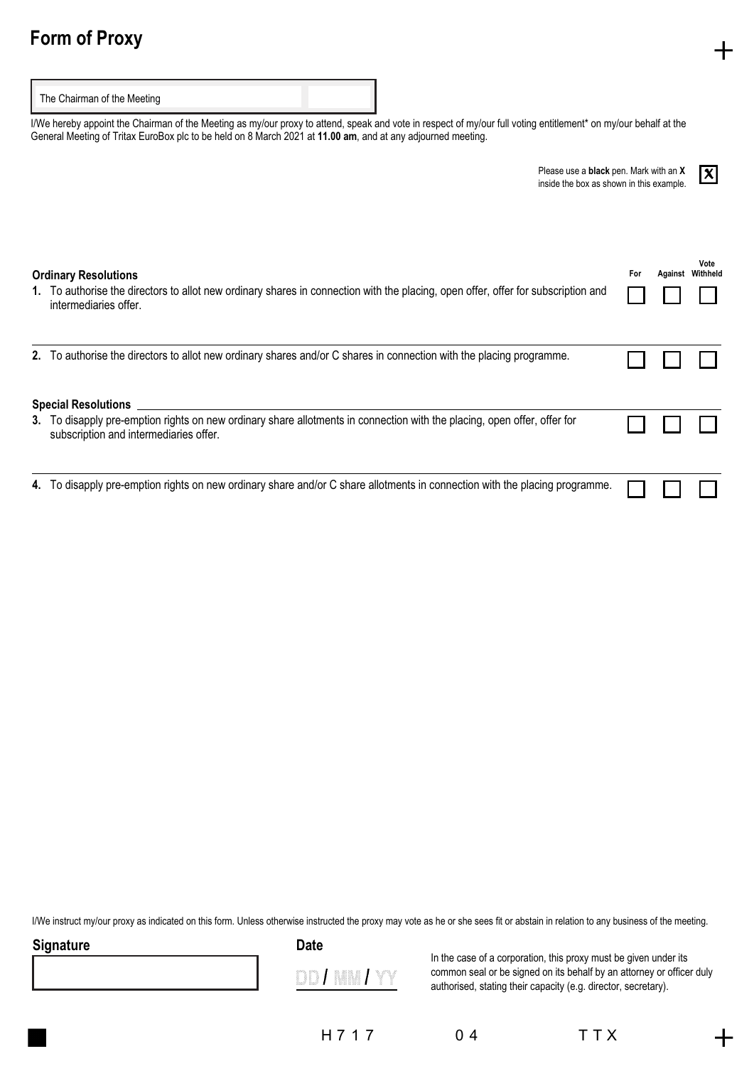# Form of Proxy

The Chairman of the Meeting

I/We hereby appoint the Chairman of the Meeting as my/our proxy to attend, speak and vote in respect of my/our full voting entitlement* on my/our behalf at the General Meeting of Tritax EuroBox plc to be held on 8 March 2021 at **11.00 am**, and at any adjourned meeting.

Please use a **black** pen. Mark with an **X** inside the box as shown in this example. ☒

| | For | Against | Vote Withheld |
|---|---|---|---|
| **Ordinary Resolutions** | | | |
| **1.** To authorise the directors to allot new ordinary shares in connection with the placing, open offer, offer for subscription and intermediaries offer. | ☐ | ☐ | ☐ |
| **2.** To authorise the directors to allot new ordinary shares and/or C shares in connection with the placing programme. | ☐ | ☐ | ☐ |
| **Special Resolutions** | | | |
| **3.** To disapply pre-emption rights on new ordinary share allotments in connection with the placing, open offer, offer for subscription and intermediaries offer. | ☐ | ☐ | ☐ |
| **4.** To disapply pre-emption rights on new ordinary share and/or C share allotments in connection with the placing programme. | ☐ | ☐ | ☐ |

I/We instruct my/our proxy as indicated on this form. Unless otherwise instructed the proxy may vote as he or she sees fit or abstain in relation to any business of the meeting.

**Signature**

**Date**

DD / MM / YY

In the case of a corporation, this proxy must be given under its common seal or be signed on its behalf by an attorney or officer duly authorised, stating their capacity (e.g. director, secretary).

H717 04 TTX